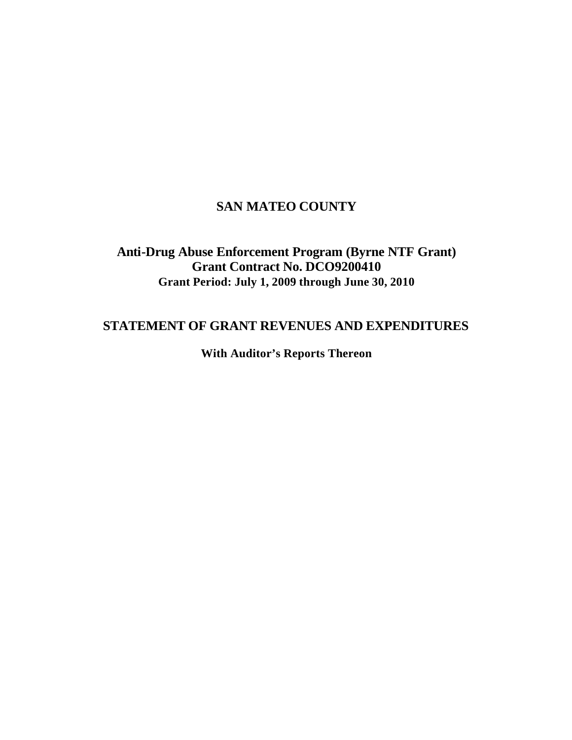# SAN MATEO COUNTY

## Anti-Drug Abuse Enforcement Program (Byrne NTF Grant)
## Grant Contract No. DCO9200410
### Grant Period: July 1, 2009 through June 30, 2010

## STATEMENT OF GRANT REVENUES AND EXPENDITURES

**With Auditor's Reports Thereon**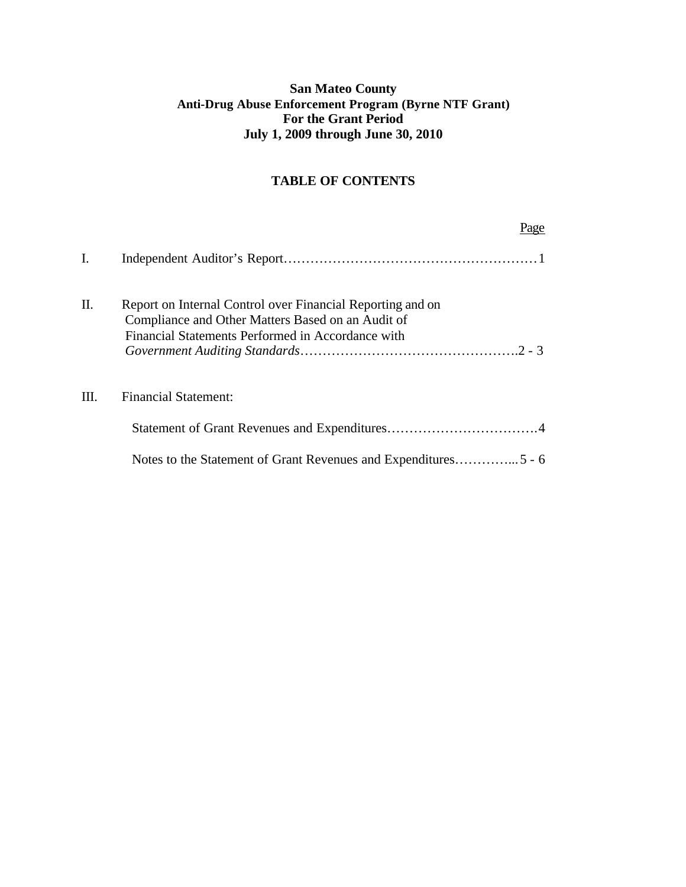**San Mateo County**
**Anti-Drug Abuse Enforcement Program (Byrne NTF Grant)**
**For the Grant Period**
**July 1, 2009 through June 30, 2010**

## TABLE OF CONTENTS

| | | Page |
|---|---|---|
| I. | Independent Auditor's Report | 1 |
| II. | Report on Internal Control over Financial Reporting and on Compliance and Other Matters Based on an Audit of Financial Statements Performed in Accordance with *Government Auditing Standards* | 2 - 3 |
| III. | Financial Statement: | |
| | Statement of Grant Revenues and Expenditures | 4 |
| | Notes to the Statement of Grant Revenues and Expenditures | 5 - 6 |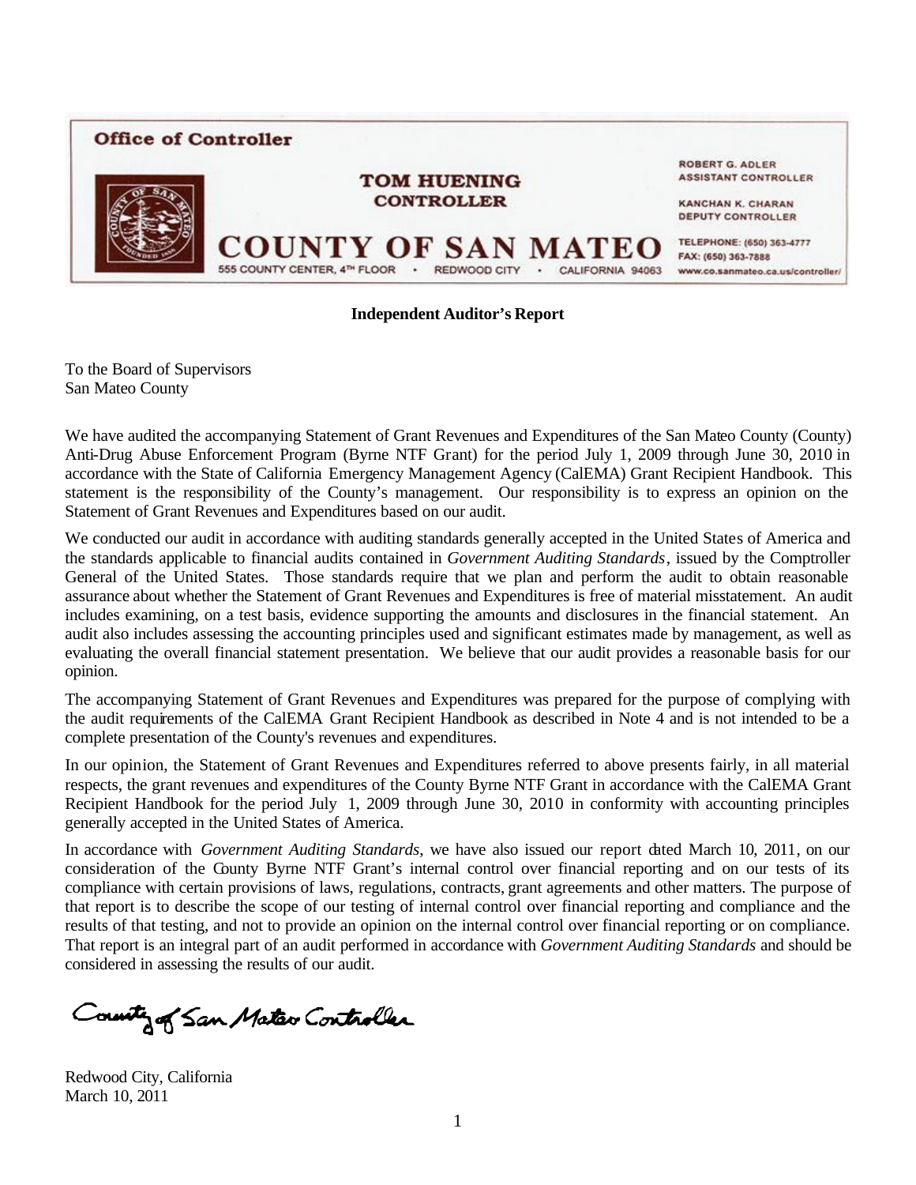**Office of Controller**

**TOM HUENING**
**CONTROLLER**

**COUNTY OF SAN MATEO**
555 COUNTY CENTER, 4TH FLOOR • REDWOOD CITY • CALIFORNIA 94063

ROBERT G. ADLER
ASSISTANT CONTROLLER

KANCHAN K. CHARAN
DEPUTY CONTROLLER

TELEPHONE: (650) 363-4777
FAX: (650) 363-7888
www.co.sanmateo.ca.us/controller/

**Independent Auditor's Report**

To the Board of Supervisors
San Mateo County

We have audited the accompanying Statement of Grant Revenues and Expenditures of the San Mateo County (County) Anti-Drug Abuse Enforcement Program (Byrne NTF Grant) for the period July 1, 2009 through June 30, 2010 in accordance with the State of California Emergency Management Agency (CalEMA) Grant Recipient Handbook. This statement is the responsibility of the County's management. Our responsibility is to express an opinion on the Statement of Grant Revenues and Expenditures based on our audit.

We conducted our audit in accordance with auditing standards generally accepted in the United States of America and the standards applicable to financial audits contained in *Government Auditing Standards*, issued by the Comptroller General of the United States. Those standards require that we plan and perform the audit to obtain reasonable assurance about whether the Statement of Grant Revenues and Expenditures is free of material misstatement. An audit includes examining, on a test basis, evidence supporting the amounts and disclosures in the financial statement. An audit also includes assessing the accounting principles used and significant estimates made by management, as well as evaluating the overall financial statement presentation. We believe that our audit provides a reasonable basis for our opinion.

The accompanying Statement of Grant Revenues and Expenditures was prepared for the purpose of complying with the audit requirements of the CalEMA Grant Recipient Handbook as described in Note 4 and is not intended to be a complete presentation of the County's revenues and expenditures.

In our opinion, the Statement of Grant Revenues and Expenditures referred to above presents fairly, in all material respects, the grant revenues and expenditures of the County Byrne NTF Grant in accordance with the CalEMA Grant Recipient Handbook for the period July 1, 2009 through June 30, 2010 in conformity with accounting principles generally accepted in the United States of America.

In accordance with *Government Auditing Standards*, we have also issued our report dated March 10, 2011, on our consideration of the County Byrne NTF Grant's internal control over financial reporting and on our tests of its compliance with certain provisions of laws, regulations, contracts, grant agreements and other matters. The purpose of that report is to describe the scope of our testing of internal control over financial reporting and compliance and the results of that testing, and not to provide an opinion on the internal control over financial reporting or on compliance. That report is an integral part of an audit performed in accordance with *Government Auditing Standards* and should be considered in assessing the results of our audit.

County of San Mateo Controller

Redwood City, California
March 10, 2011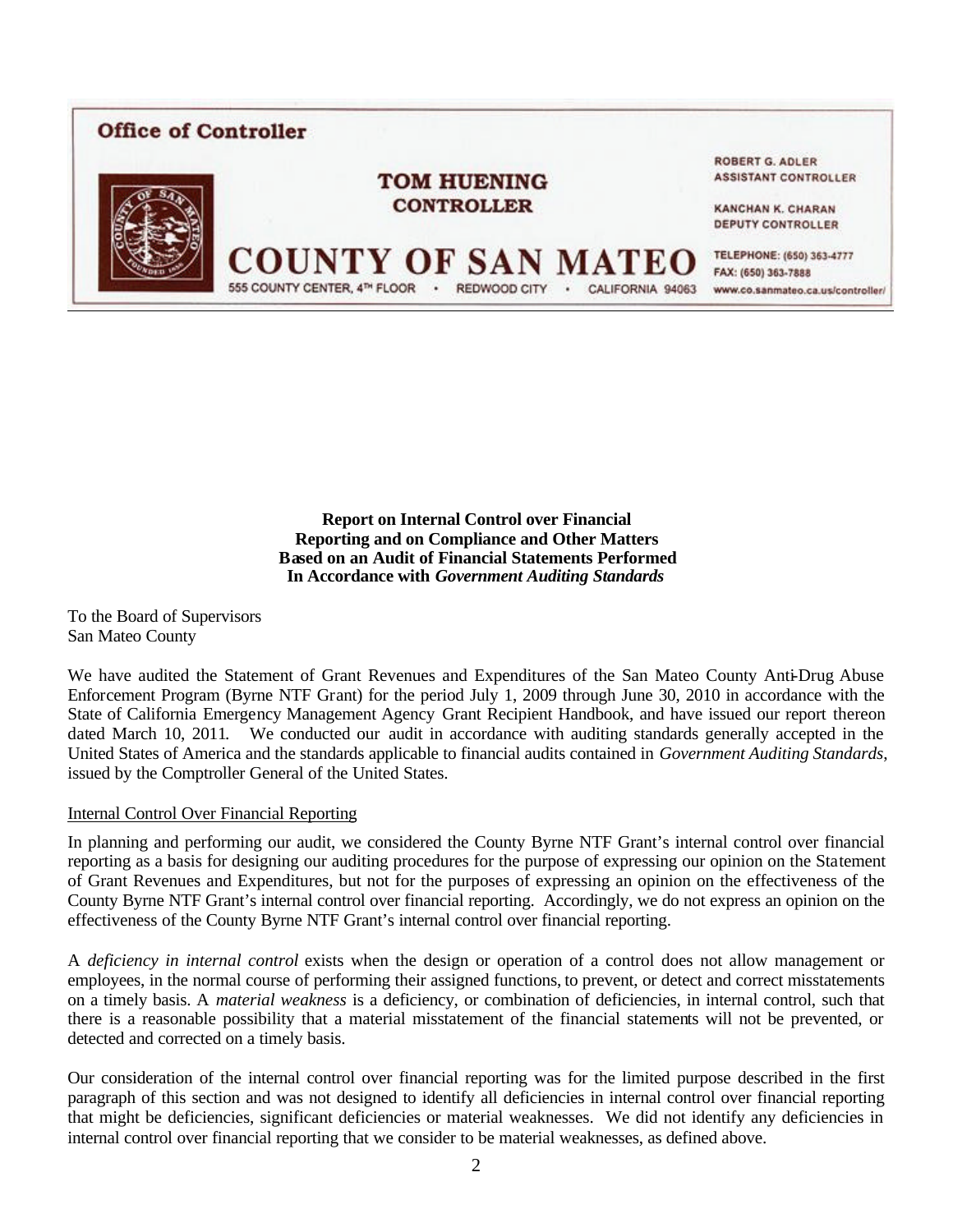**Office of Controller**

**TOM HUENING**
**CONTROLLER**

**COUNTY OF SAN MATEO**
555 COUNTY CENTER, 4TH FLOOR • REDWOOD CITY • CALIFORNIA 94063

ROBERT G. ADLER
ASSISTANT CONTROLLER

KANCHAN K. CHARAN
DEPUTY CONTROLLER

TELEPHONE: (650) 363-4777
FAX: (650) 363-7888
www.co.sanmateo.ca.us/controller/

**Report on Internal Control over Financial Reporting and on Compliance and Other Matters Based on an Audit of Financial Statements Performed In Accordance with *Government Auditing Standards***

To the Board of Supervisors
San Mateo County

We have audited the Statement of Grant Revenues and Expenditures of the San Mateo County Anti-Drug Abuse Enforcement Program (Byrne NTF Grant) for the period July 1, 2009 through June 30, 2010 in accordance with the State of California Emergency Management Agency Grant Recipient Handbook, and have issued our report thereon dated March 10, 2011. We conducted our audit in accordance with auditing standards generally accepted in the United States of America and the standards applicable to financial audits contained in *Government Auditing Standards*, issued by the Comptroller General of the United States.

Internal Control Over Financial Reporting

In planning and performing our audit, we considered the County Byrne NTF Grant's internal control over financial reporting as a basis for designing our auditing procedures for the purpose of expressing our opinion on the Statement of Grant Revenues and Expenditures, but not for the purposes of expressing an opinion on the effectiveness of the County Byrne NTF Grant's internal control over financial reporting. Accordingly, we do not express an opinion on the effectiveness of the County Byrne NTF Grant's internal control over financial reporting.

A *deficiency in internal control* exists when the design or operation of a control does not allow management or employees, in the normal course of performing their assigned functions, to prevent, or detect and correct misstatements on a timely basis. A *material weakness* is a deficiency, or combination of deficiencies, in internal control, such that there is a reasonable possibility that a material misstatement of the financial statements will not be prevented, or detected and corrected on a timely basis.

Our consideration of the internal control over financial reporting was for the limited purpose described in the first paragraph of this section and was not designed to identify all deficiencies in internal control over financial reporting that might be deficiencies, significant deficiencies or material weaknesses. We did not identify any deficiencies in internal control over financial reporting that we consider to be material weaknesses, as defined above.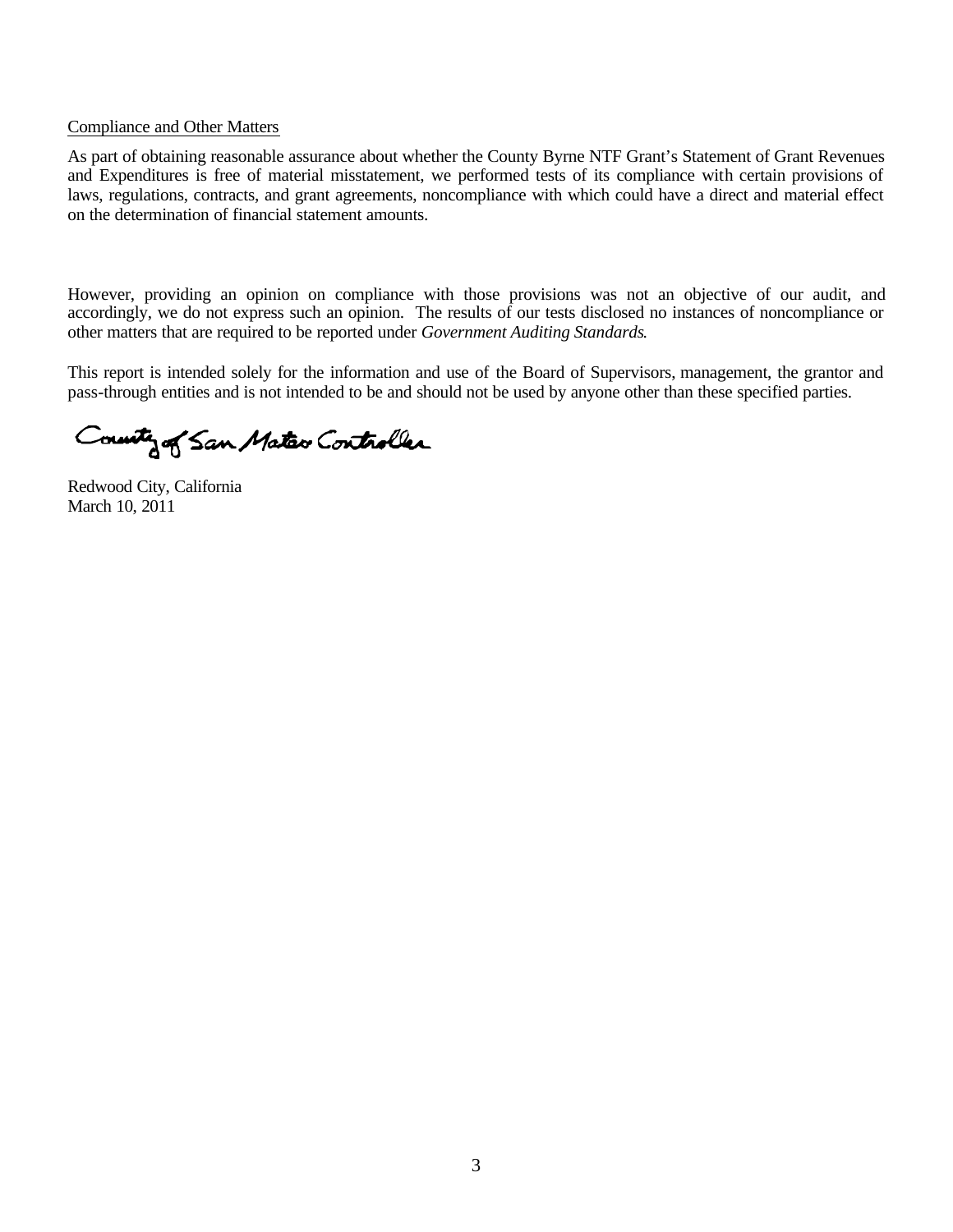<u>Compliance and Other Matters</u>

As part of obtaining reasonable assurance about whether the County Byrne NTF Grant's Statement of Grant Revenues and Expenditures is free of material misstatement, we performed tests of its compliance with certain provisions of laws, regulations, contracts, and grant agreements, noncompliance with which could have a direct and material effect on the determination of financial statement amounts.

However, providing an opinion on compliance with those provisions was not an objective of our audit, and accordingly, we do not express such an opinion. The results of our tests disclosed no instances of noncompliance or other matters that are required to be reported under *Government Auditing Standards*.

This report is intended solely for the information and use of the Board of Supervisors, management, the grantor and pass-through entities and is not intended to be and should not be used by anyone other than these specified parties.

County of San Mateo Controller

Redwood City, California
March 10, 2011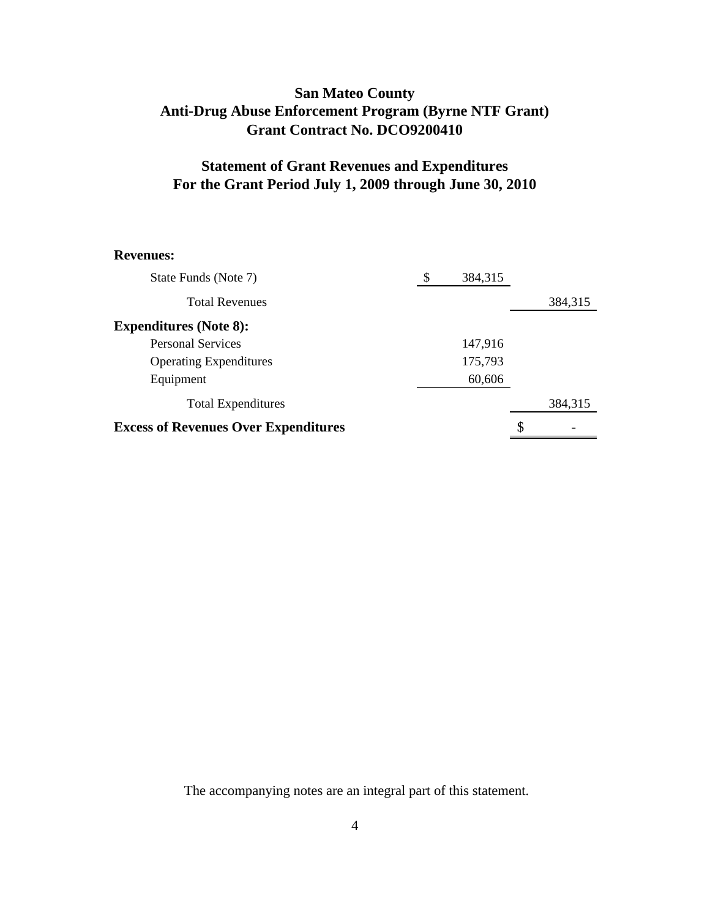# San Mateo County
# Anti-Drug Abuse Enforcement Program (Byrne NTF Grant)
# Grant Contract No. DCO9200410

## Statement of Grant Revenues and Expenditures
## For the Grant Period July 1, 2009 through June 30, 2010

| | | |
|---|---|---|
| **Revenues:** | | |
| State Funds (Note 7) | $ 384,315 | |
| Total Revenues | | 384,315 |
| **Expenditures (Note 8):** | | |
| Personal Services | 147,916 | |
| Operating Expenditures | 175,793 | |
| Equipment | 60,606 | |
| Total Expenditures | | 384,315 |
| **Excess of Revenues Over Expenditures** | | $ - |

The accompanying notes are an integral part of this statement.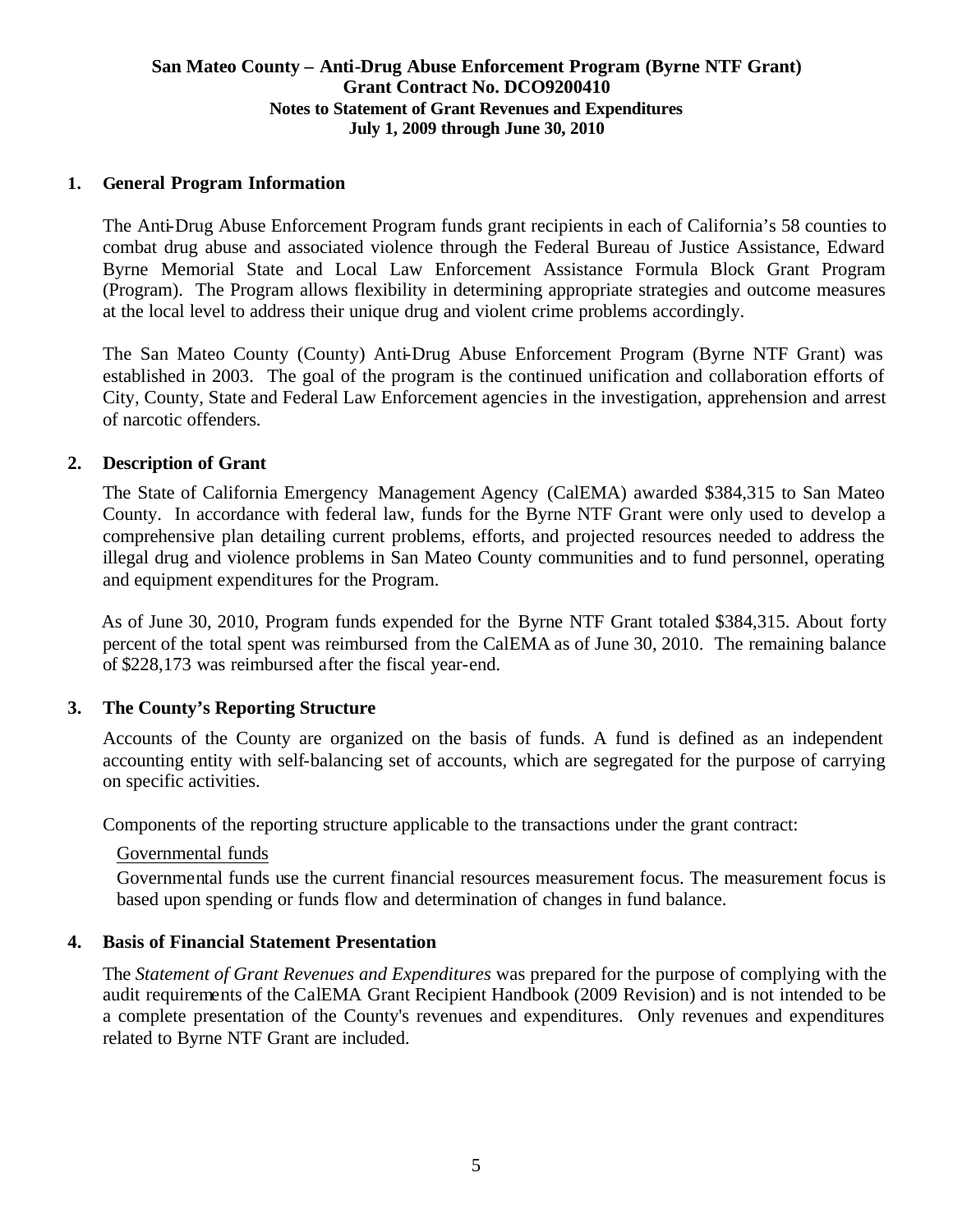# San Mateo County – Anti-Drug Abuse Enforcement Program (Byrne NTF Grant)
## Grant Contract No. DCO9200410
### Notes to Statement of Grant Revenues and Expenditures
### July 1, 2009 through June 30, 2010

**1. General Program Information**

The Anti-Drug Abuse Enforcement Program funds grant recipients in each of California's 58 counties to combat drug abuse and associated violence through the Federal Bureau of Justice Assistance, Edward Byrne Memorial State and Local Law Enforcement Assistance Formula Block Grant Program (Program). The Program allows flexibility in determining appropriate strategies and outcome measures at the local level to address their unique drug and violent crime problems accordingly.

The San Mateo County (County) Anti-Drug Abuse Enforcement Program (Byrne NTF Grant) was established in 2003. The goal of the program is the continued unification and collaboration efforts of City, County, State and Federal Law Enforcement agencies in the investigation, apprehension and arrest of narcotic offenders.

**2. Description of Grant**

The State of California Emergency Management Agency (CalEMA) awarded $384,315 to San Mateo County. In accordance with federal law, funds for the Byrne NTF Grant were only used to develop a comprehensive plan detailing current problems, efforts, and projected resources needed to address the illegal drug and violence problems in San Mateo County communities and to fund personnel, operating and equipment expenditures for the Program.

As of June 30, 2010, Program funds expended for the Byrne NTF Grant totaled $384,315. About forty percent of the total spent was reimbursed from the CalEMA as of June 30, 2010. The remaining balance of $228,173 was reimbursed after the fiscal year-end.

**3. The County's Reporting Structure**

Accounts of the County are organized on the basis of funds. A fund is defined as an independent accounting entity with self-balancing set of accounts, which are segregated for the purpose of carrying on specific activities.

Components of the reporting structure applicable to the transactions under the grant contract:

Governmental funds

Governmental funds use the current financial resources measurement focus. The measurement focus is based upon spending or funds flow and determination of changes in fund balance.

**4. Basis of Financial Statement Presentation**

The *Statement of Grant Revenues and Expenditures* was prepared for the purpose of complying with the audit requirements of the CalEMA Grant Recipient Handbook (2009 Revision) and is not intended to be a complete presentation of the County's revenues and expenditures. Only revenues and expenditures related to Byrne NTF Grant are included.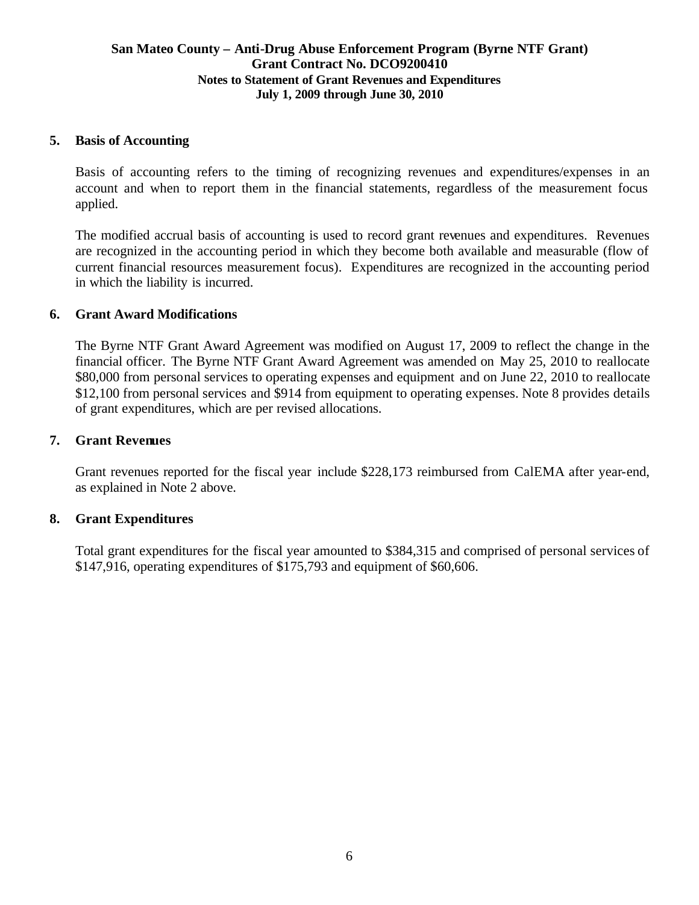**San Mateo County – Anti-Drug Abuse Enforcement Program (Byrne NTF Grant)**
**Grant Contract No. DCO9200410**
**Notes to Statement of Grant Revenues and Expenditures**
**July 1, 2009 through June 30, 2010**

## 5. Basis of Accounting

Basis of accounting refers to the timing of recognizing revenues and expenditures/expenses in an account and when to report them in the financial statements, regardless of the measurement focus applied.

The modified accrual basis of accounting is used to record grant revenues and expenditures. Revenues are recognized in the accounting period in which they become both available and measurable (flow of current financial resources measurement focus). Expenditures are recognized in the accounting period in which the liability is incurred.

## 6. Grant Award Modifications

The Byrne NTF Grant Award Agreement was modified on August 17, 2009 to reflect the change in the financial officer. The Byrne NTF Grant Award Agreement was amended on May 25, 2010 to reallocate $80,000 from personal services to operating expenses and equipment and on June 22, 2010 to reallocate $12,100 from personal services and $914 from equipment to operating expenses. Note 8 provides details of grant expenditures, which are per revised allocations.

## 7. Grant Revenues

Grant revenues reported for the fiscal year include $228,173 reimbursed from CalEMA after year-end, as explained in Note 2 above.

## 8. Grant Expenditures

Total grant expenditures for the fiscal year amounted to $384,315 and comprised of personal services of $147,916, operating expenditures of $175,793 and equipment of $60,606.